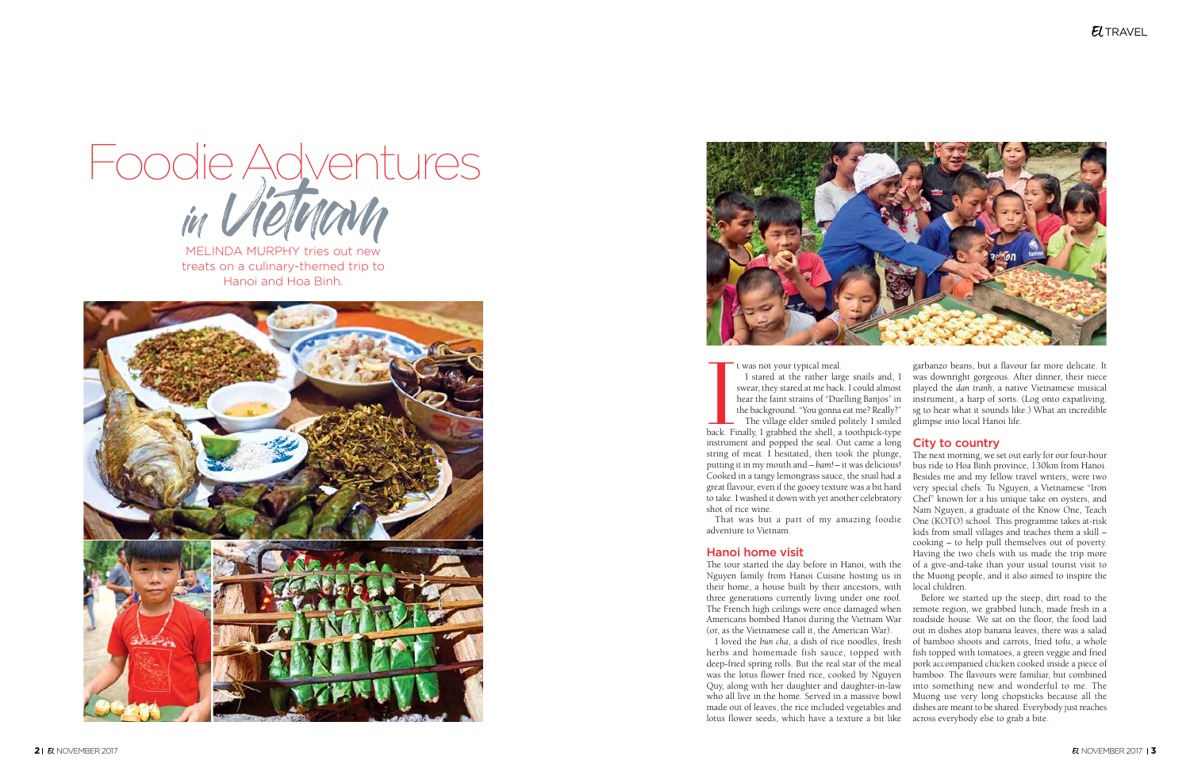# Foodie Adventures *in Vietnam*

MELINDA MURPHY tries out new treats on a culinary-themed trip to Hanoi and Hoa Binh.

It was not your typical meal.

I stared at the rather large snails and, I swear, they stared at me back. I could almost hear the faint strains of "Duelling Banjos" in the background. "You gonna eat me? Really?"

The village elder smiled politely. I smiled back. Finally, I grabbed the shell, a toothpick-type instrument and popped the seal. Out came a long string of meat. I hesitated, then took the plunge, putting it in my mouth and – *bam!* – it was delicious! Cooked in a tangy lemongrass sauce, the snail had a great flavour, even if the gooey texture was a bit hard to take. I washed it down with yet another celebratory shot of rice wine.

That was but a part of my amazing foodie adventure to Vietnam.

## Hanoi home visit

The tour started the day before in Hanoi, with the Nguyen family from Hanoi Cuisine hosting us in their home, a house built by their ancestors, with three generations currently living under one roof. The French high ceilings were once damaged when Americans bombed Hanoi during the Vietnam War (or, as the Vietnamese call it, the American War).

I loved the *bun cha*, a dish of rice noodles, fresh herbs and homemade fish sauce, topped with deep-fried spring rolls. But the real star of the meal was the lotus flower fried rice, cooked by Nguyen Quy, along with her daughter and daughter-in-law who all live in the home. Served in a massive bowl made out of leaves, the rice included vegetables and lotus flower seeds, which have a texture a bit like garbanzo beans, but a flavour far more delicate. It was downright gorgeous. After dinner, their niece played the *dan tranh*, a native Vietnamese musical instrument, a harp of sorts. (Log onto expatliving.sg to hear what it sounds like.) What an incredible glimpse into local Hanoi life.

## City to country

The next morning, we set out early for our four-hour bus ride to Hoa Binh province, 130km from Hanoi. Besides me and my fellow travel writers, were two very special chefs: Tu Nguyen, a Vietnamese "Iron Chef" known for a his unique take on oysters, and Nam Nguyen, a graduate of the Know One, Teach One (KOTO) school. This programme takes at-risk kids from small villages and teaches them a skill – cooking – to help pull themselves out of poverty. Having the two chefs with us made the trip more of a give-and-take than your usual tourist visit to the Muong people, and it also aimed to inspire the local children.

Before we started up the steep, dirt road to the remote region, we grabbed lunch, made fresh in a roadside house. We sat on the floor, the food laid out in dishes atop banana leaves; there was a salad of bamboo shoots and carrots, fried tofu, a whole fish topped with tomatoes, a green veggie and fried pork accompanied chicken cooked inside a piece of bamboo. The flavours were familiar, but combined into something new and wonderful to me. The Muong use very long chopsticks because all the dishes are meant to be shared. Everybody just reaches across everybody else to grab a bite.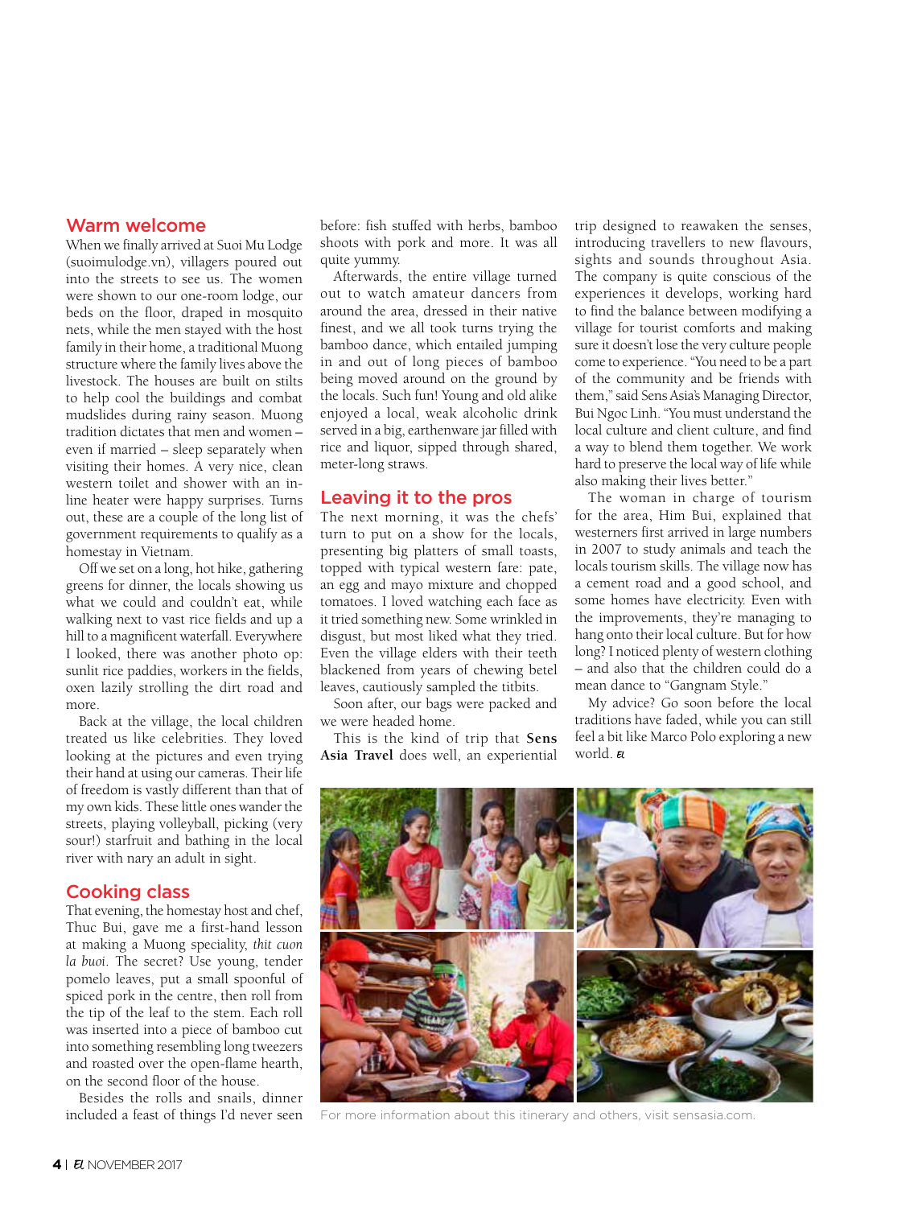## Warm welcome

When we finally arrived at Suoi Mu Lodge (suoimulodge.vn), villagers poured out into the streets to see us. The women were shown to our one-room lodge, our beds on the floor, draped in mosquito nets, while the men stayed with the host family in their home, a traditional Muong structure where the family lives above the livestock. The houses are built on stilts to help cool the buildings and combat mudslides during rainy season. Muong tradition dictates that men and women – even if married – sleep separately when visiting their homes. A very nice, clean western toilet and shower with an in-line heater were happy surprises. Turns out, these are a couple of the long list of government requirements to qualify as a homestay in Vietnam.

Off we set on a long, hot hike, gathering greens for dinner, the locals showing us what we could and couldn't eat, while walking next to vast rice fields and up a hill to a magnificent waterfall. Everywhere I looked, there was another photo op: sunlit rice paddies, workers in the fields, oxen lazily strolling the dirt road and more.

Back at the village, the local children treated us like celebrities. They loved looking at the pictures and even trying their hand at using our cameras. Their life of freedom is vastly different than that of my own kids. These little ones wander the streets, playing volleyball, picking (very sour!) starfruit and bathing in the local river with nary an adult in sight.

## Cooking class

That evening, the homestay host and chef, Thuc Bui, gave me a first-hand lesson at making a Muong speciality, *thit cuon la buoi*. The secret? Use young, tender pomelo leaves, put a small spoonful of spiced pork in the centre, then roll from the tip of the leaf to the stem. Each roll was inserted into a piece of bamboo cut into something resembling long tweezers and roasted over the open-flame hearth, on the second floor of the house.

Besides the rolls and snails, dinner included a feast of things I'd never seen before: fish stuffed with herbs, bamboo shoots with pork and more. It was all quite yummy.

Afterwards, the entire village turned out to watch amateur dancers from around the area, dressed in their native finest, and we all took turns trying the bamboo dance, which entailed jumping in and out of long pieces of bamboo being moved around on the ground by the locals. Such fun! Young and old alike enjoyed a local, weak alcoholic drink served in a big, earthenware jar filled with rice and liquor, sipped through shared, meter-long straws.

## Leaving it to the pros

The next morning, it was the chefs' turn to put on a show for the locals, presenting big platters of small toasts, topped with typical western fare: pate, an egg and mayo mixture and chopped tomatoes. I loved watching each face as it tried something new. Some wrinkled in disgust, but most liked what they tried. Even the village elders with their teeth blackened from years of chewing betel leaves, cautiously sampled the titbits.

Soon after, our bags were packed and we were headed home.

This is the kind of trip that **Sens Asia Travel** does well, an experiential trip designed to reawaken the senses, introducing travellers to new flavours, sights and sounds throughout Asia. The company is quite conscious of the experiences it develops, working hard to find the balance between modifying a village for tourist comforts and making sure it doesn't lose the very culture people come to experience. "You need to be a part of the community and be friends with them," said Sens Asia's Managing Director, Bui Ngoc Linh. "You must understand the local culture and client culture, and find a way to blend them together. We work hard to preserve the local way of life while also making their lives better."

The woman in charge of tourism for the area, Him Bui, explained that westerners first arrived in large numbers in 2007 to study animals and teach the locals tourism skills. The village now has a cement road and a good school, and some homes have electricity. Even with the improvements, they're managing to hang onto their local culture. But for how long? I noticed plenty of western clothing – and also that the children could do a mean dance to "Gangnam Style."

My advice? Go soon before the local traditions have faded, while you can still feel a bit like Marco Polo exploring a new world. *EL*

For more information about this itinerary and others, visit sensasia.com.